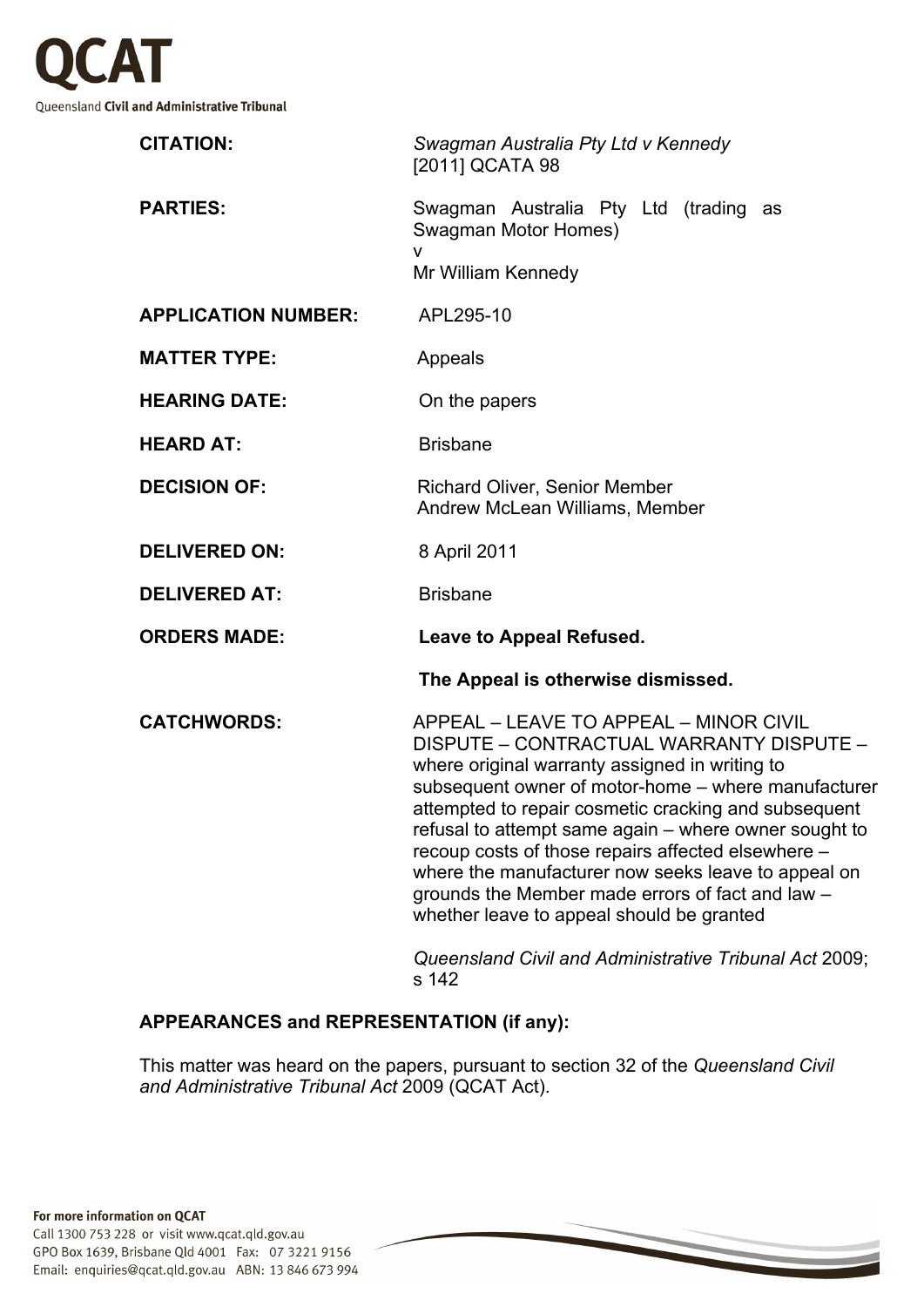**QCAT**

Queensland **Civil and Administrative Tribunal**

| | |
|---|---|
| **CITATION:** | *Swagman Australia Pty Ltd v Kennedy* [2011] QCATA 98 |
| **PARTIES:** | Swagman Australia Pty Ltd (trading as Swagman Motor Homes)<br>v<br>Mr William Kennedy |
| **APPLICATION NUMBER:** | APL295-10 |
| **MATTER TYPE:** | Appeals |
| **HEARING DATE:** | On the papers |
| **HEARD AT:** | Brisbane |
| **DECISION OF:** | Richard Oliver, Senior Member<br>Andrew McLean Williams, Member |
| **DELIVERED ON:** | 8 April 2011 |
| **DELIVERED AT:** | Brisbane |
| **ORDERS MADE:** | **Leave to Appeal Refused.**<br><br>**The Appeal is otherwise dismissed.** |
| **CATCHWORDS:** | APPEAL – LEAVE TO APPEAL – MINOR CIVIL DISPUTE – CONTRACTUAL WARRANTY DISPUTE – where original warranty assigned in writing to subsequent owner of motor-home – where manufacturer attempted to repair cosmetic cracking and subsequent refusal to attempt same again – where owner sought to recoup costs of those repairs affected elsewhere – where the manufacturer now seeks leave to appeal on grounds the Member made errors of fact and law – whether leave to appeal should be granted<br><br>*Queensland Civil and Administrative Tribunal Act* 2009; s 142 |

**APPEARANCES and REPRESENTATION (if any):**

This matter was heard on the papers, pursuant to section 32 of the *Queensland Civil and Administrative Tribunal Act* 2009 (QCAT Act).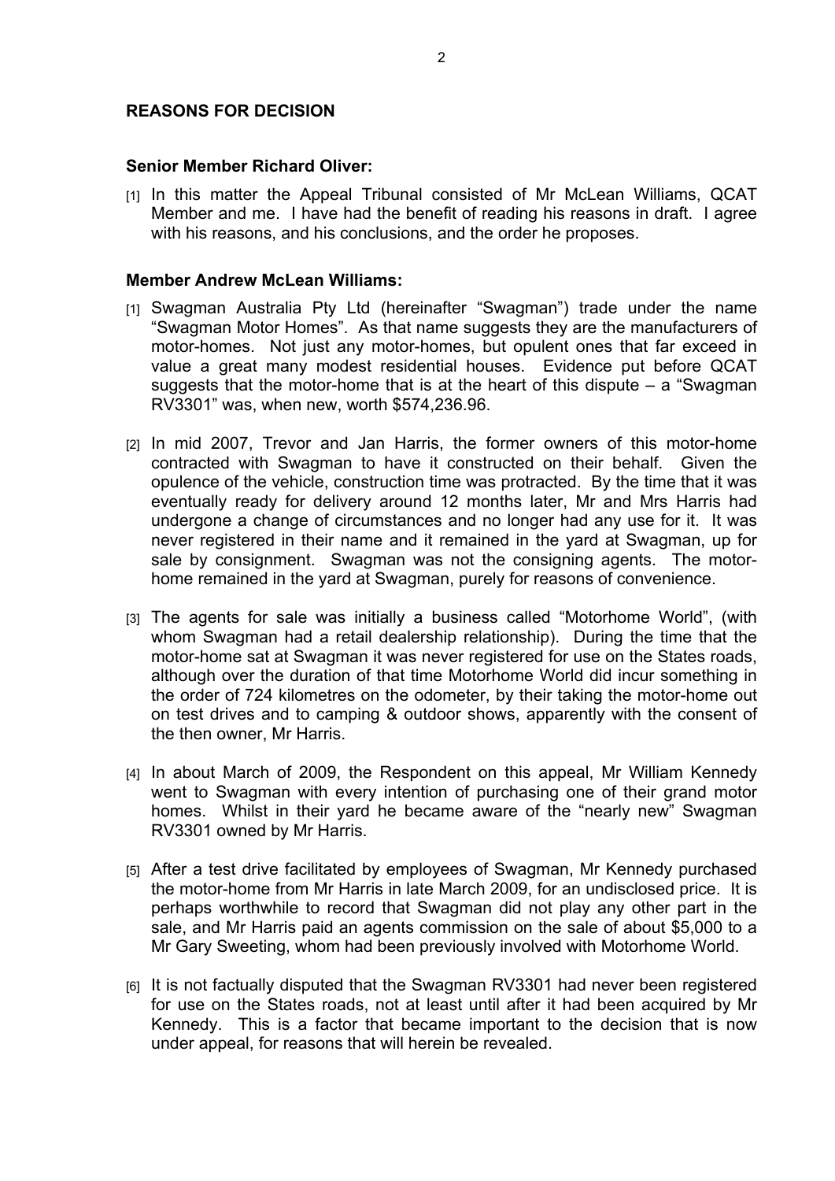## REASONS FOR DECISION

**Senior Member Richard Oliver:**

[1] In this matter the Appeal Tribunal consisted of Mr McLean Williams, QCAT Member and me. I have had the benefit of reading his reasons in draft. I agree with his reasons, and his conclusions, and the order he proposes.

**Member Andrew McLean Williams:**

[1] Swagman Australia Pty Ltd (hereinafter "Swagman") trade under the name "Swagman Motor Homes". As that name suggests they are the manufacturers of motor-homes. Not just any motor-homes, but opulent ones that far exceed in value a great many modest residential houses. Evidence put before QCAT suggests that the motor-home that is at the heart of this dispute – a "Swagman RV3301" was, when new, worth $574,236.96.

[2] In mid 2007, Trevor and Jan Harris, the former owners of this motor-home contracted with Swagman to have it constructed on their behalf. Given the opulence of the vehicle, construction time was protracted. By the time that it was eventually ready for delivery around 12 months later, Mr and Mrs Harris had undergone a change of circumstances and no longer had any use for it. It was never registered in their name and it remained in the yard at Swagman, up for sale by consignment. Swagman was not the consigning agents. The motor-home remained in the yard at Swagman, purely for reasons of convenience.

[3] The agents for sale was initially a business called "Motorhome World", (with whom Swagman had a retail dealership relationship). During the time that the motor-home sat at Swagman it was never registered for use on the States roads, although over the duration of that time Motorhome World did incur something in the order of 724 kilometres on the odometer, by their taking the motor-home out on test drives and to camping & outdoor shows, apparently with the consent of the then owner, Mr Harris.

[4] In about March of 2009, the Respondent on this appeal, Mr William Kennedy went to Swagman with every intention of purchasing one of their grand motor homes. Whilst in their yard he became aware of the "nearly new" Swagman RV3301 owned by Mr Harris.

[5] After a test drive facilitated by employees of Swagman, Mr Kennedy purchased the motor-home from Mr Harris in late March 2009, for an undisclosed price. It is perhaps worthwhile to record that Swagman did not play any other part in the sale, and Mr Harris paid an agents commission on the sale of about $5,000 to a Mr Gary Sweeting, whom had been previously involved with Motorhome World.

[6] It is not factually disputed that the Swagman RV3301 had never been registered for use on the States roads, not at least until after it had been acquired by Mr Kennedy. This is a factor that became important to the decision that is now under appeal, for reasons that will herein be revealed.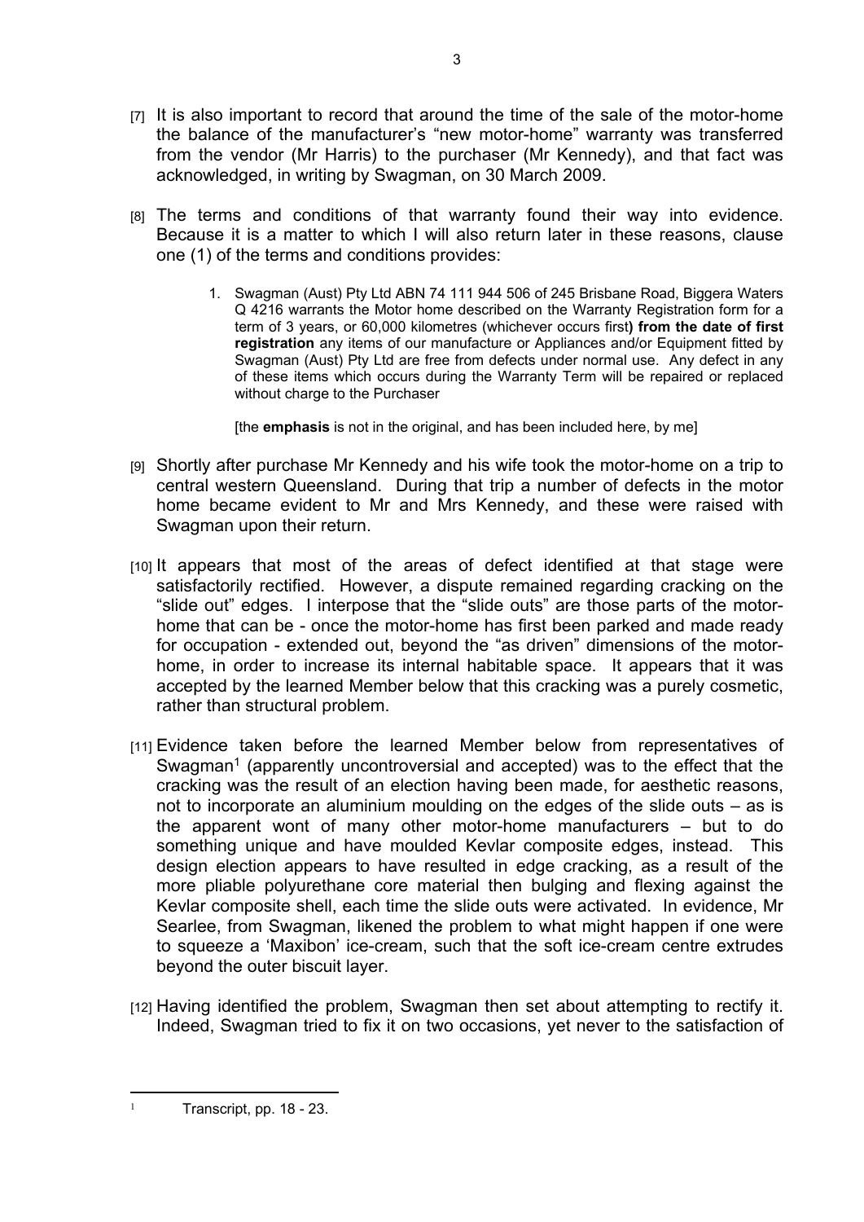[7] It is also important to record that around the time of the sale of the motor-home the balance of the manufacturer's "new motor-home" warranty was transferred from the vendor (Mr Harris) to the purchaser (Mr Kennedy), and that fact was acknowledged, in writing by Swagman, on 30 March 2009.

[8] The terms and conditions of that warranty found their way into evidence. Because it is a matter to which I will also return later in these reasons, clause one (1) of the terms and conditions provides:

> 1. Swagman (Aust) Pty Ltd ABN 74 111 944 506 of 245 Brisbane Road, Biggera Waters Q 4216 warrants the Motor home described on the Warranty Registration form for a term of 3 years, or 60,000 kilometres (whichever occurs first**) from the date of first registration** any items of our manufacture or Appliances and/or Equipment fitted by Swagman (Aust) Pty Ltd are free from defects under normal use. Any defect in any of these items which occurs during the Warranty Term will be repaired or replaced without charge to the Purchaser
>
> [the **emphasis** is not in the original, and has been included here, by me]

[9] Shortly after purchase Mr Kennedy and his wife took the motor-home on a trip to central western Queensland. During that trip a number of defects in the motor home became evident to Mr and Mrs Kennedy, and these were raised with Swagman upon their return.

[10] It appears that most of the areas of defect identified at that stage were satisfactorily rectified. However, a dispute remained regarding cracking on the "slide out" edges. I interpose that the "slide outs" are those parts of the motor-home that can be - once the motor-home has first been parked and made ready for occupation - extended out, beyond the "as driven" dimensions of the motor-home, in order to increase its internal habitable space. It appears that it was accepted by the learned Member below that this cracking was a purely cosmetic, rather than structural problem.

[11] Evidence taken before the learned Member below from representatives of Swagman[1] (apparently uncontroversial and accepted) was to the effect that the cracking was the result of an election having been made, for aesthetic reasons, not to incorporate an aluminium moulding on the edges of the slide outs – as is the apparent wont of many other motor-home manufacturers – but to do something unique and have moulded Kevlar composite edges, instead. This design election appears to have resulted in edge cracking, as a result of the more pliable polyurethane core material then bulging and flexing against the Kevlar composite shell, each time the slide outs were activated. In evidence, Mr Searlee, from Swagman, likened the problem to what might happen if one were to squeeze a 'Maxibon' ice-cream, such that the soft ice-cream centre extrudes beyond the outer biscuit layer.

[12] Having identified the problem, Swagman then set about attempting to rectify it. Indeed, Swagman tried to fix it on two occasions, yet never to the satisfaction of

---

[1] Transcript, pp. 18 - 23.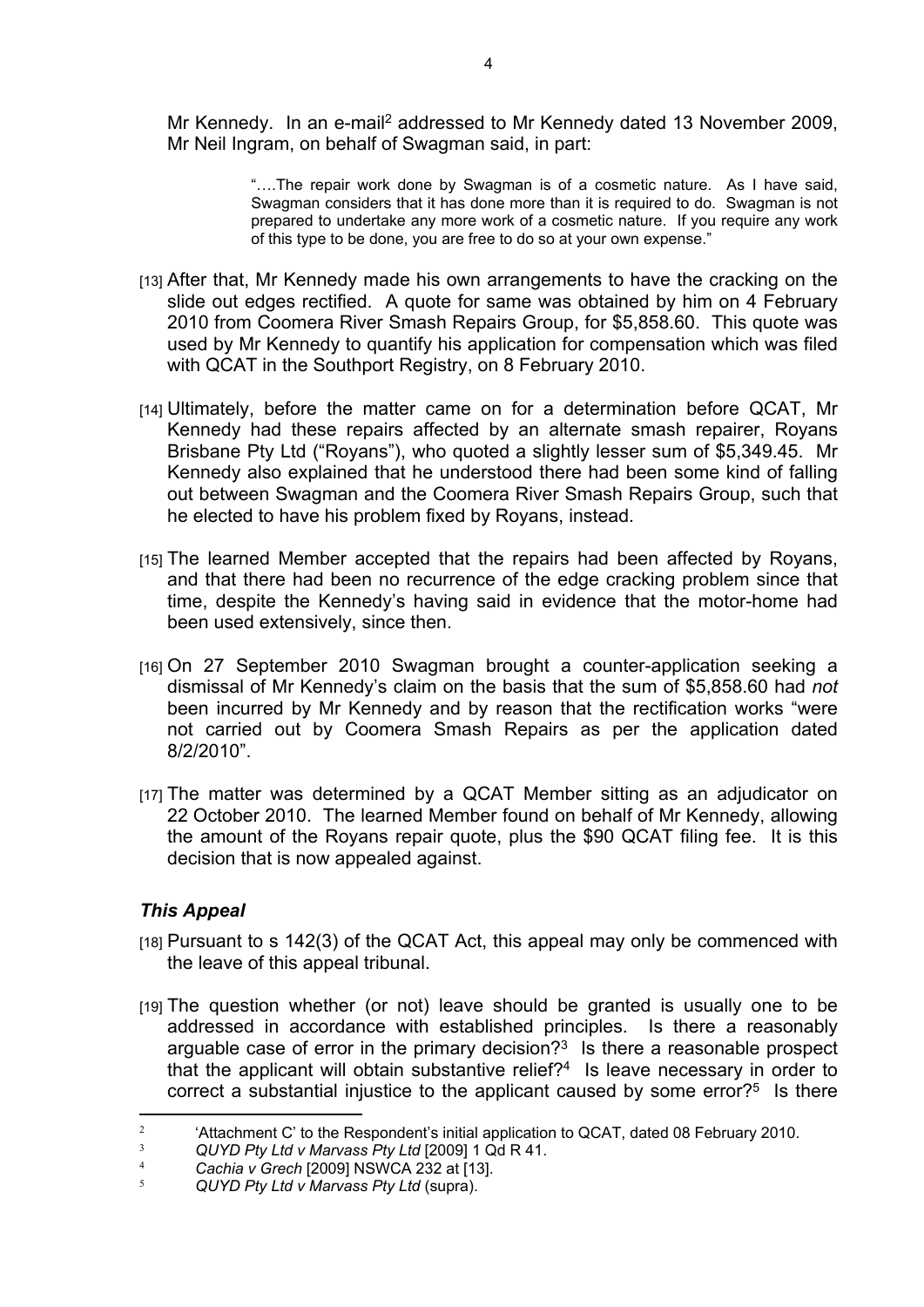Mr Kennedy. In an e-mail[2] addressed to Mr Kennedy dated 13 November 2009, Mr Neil Ingram, on behalf of Swagman said, in part:

> "….The repair work done by Swagman is of a cosmetic nature. As I have said, Swagman considers that it has done more than it is required to do. Swagman is not prepared to undertake any more work of a cosmetic nature. If you require any work of this type to be done, you are free to do so at your own expense."

[13] After that, Mr Kennedy made his own arrangements to have the cracking on the slide out edges rectified. A quote for same was obtained by him on 4 February 2010 from Coomera River Smash Repairs Group, for $5,858.60. This quote was used by Mr Kennedy to quantify his application for compensation which was filed with QCAT in the Southport Registry, on 8 February 2010.

[14] Ultimately, before the matter came on for a determination before QCAT, Mr Kennedy had these repairs affected by an alternate smash repairer, Royans Brisbane Pty Ltd ("Royans"), who quoted a slightly lesser sum of $5,349.45. Mr Kennedy also explained that he understood there had been some kind of falling out between Swagman and the Coomera River Smash Repairs Group, such that he elected to have his problem fixed by Royans, instead.

[15] The learned Member accepted that the repairs had been affected by Royans, and that there had been no recurrence of the edge cracking problem since that time, despite the Kennedy's having said in evidence that the motor-home had been used extensively, since then.

[16] On 27 September 2010 Swagman brought a counter-application seeking a dismissal of Mr Kennedy's claim on the basis that the sum of $5,858.60 had *not* been incurred by Mr Kennedy and by reason that the rectification works "were not carried out by Coomera Smash Repairs as per the application dated 8/2/2010".

[17] The matter was determined by a QCAT Member sitting as an adjudicator on 22 October 2010. The learned Member found on behalf of Mr Kennedy, allowing the amount of the Royans repair quote, plus the $90 QCAT filing fee. It is this decision that is now appealed against.

### *This Appeal*

[18] Pursuant to s 142(3) of the QCAT Act, this appeal may only be commenced with the leave of this appeal tribunal.

[19] The question whether (or not) leave should be granted is usually one to be addressed in accordance with established principles. Is there a reasonably arguable case of error in the primary decision?[3] Is there a reasonable prospect that the applicant will obtain substantive relief?[4] Is leave necessary in order to correct a substantial injustice to the applicant caused by some error?[5] Is there

---

[2] 'Attachment C' to the Respondent's initial application to QCAT, dated 08 February 2010.

[3] *QUYD Pty Ltd v Marvass Pty Ltd* [2009] 1 Qd R 41.

[4] *Cachia v Grech* [2009] NSWCA 232 at [13].

[5] *QUYD Pty Ltd v Marvass Pty Ltd* (supra).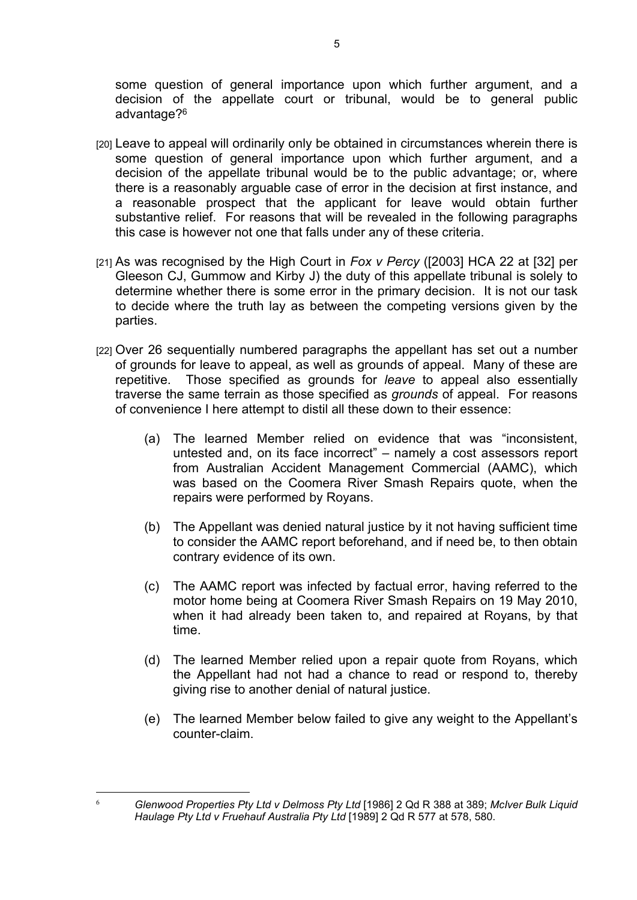some question of general importance upon which further argument, and a decision of the appellate court or tribunal, would be to general public advantage?[6]

[20] Leave to appeal will ordinarily only be obtained in circumstances wherein there is some question of general importance upon which further argument, and a decision of the appellate tribunal would be to the public advantage; or, where there is a reasonably arguable case of error in the decision at first instance, and a reasonable prospect that the applicant for leave would obtain further substantive relief. For reasons that will be revealed in the following paragraphs this case is however not one that falls under any of these criteria.

[21] As was recognised by the High Court in *Fox v Percy* ([2003] HCA 22 at [32] per Gleeson CJ, Gummow and Kirby J) the duty of this appellate tribunal is solely to determine whether there is some error in the primary decision. It is not our task to decide where the truth lay as between the competing versions given by the parties.

[22] Over 26 sequentially numbered paragraphs the appellant has set out a number of grounds for leave to appeal, as well as grounds of appeal. Many of these are repetitive. Those specified as grounds for *leave* to appeal also essentially traverse the same terrain as those specified as *grounds* of appeal. For reasons of convenience I here attempt to distil all these down to their essence:

(a) The learned Member relied on evidence that was "inconsistent, untested and, on its face incorrect" – namely a cost assessors report from Australian Accident Management Commercial (AAMC), which was based on the Coomera River Smash Repairs quote, when the repairs were performed by Royans.

(b) The Appellant was denied natural justice by it not having sufficient time to consider the AAMC report beforehand, and if need be, to then obtain contrary evidence of its own.

(c) The AAMC report was infected by factual error, having referred to the motor home being at Coomera River Smash Repairs on 19 May 2010, when it had already been taken to, and repaired at Royans, by that time.

(d) The learned Member relied upon a repair quote from Royans, which the Appellant had not had a chance to read or respond to, thereby giving rise to another denial of natural justice.

(e) The learned Member below failed to give any weight to the Appellant's counter-claim.

---

[6] *Glenwood Properties Pty Ltd v Delmoss Pty Ltd* [1986] 2 Qd R 388 at 389; *McIver Bulk Liquid Haulage Pty Ltd v Fruehauf Australia Pty Ltd* [1989] 2 Qd R 577 at 578, 580.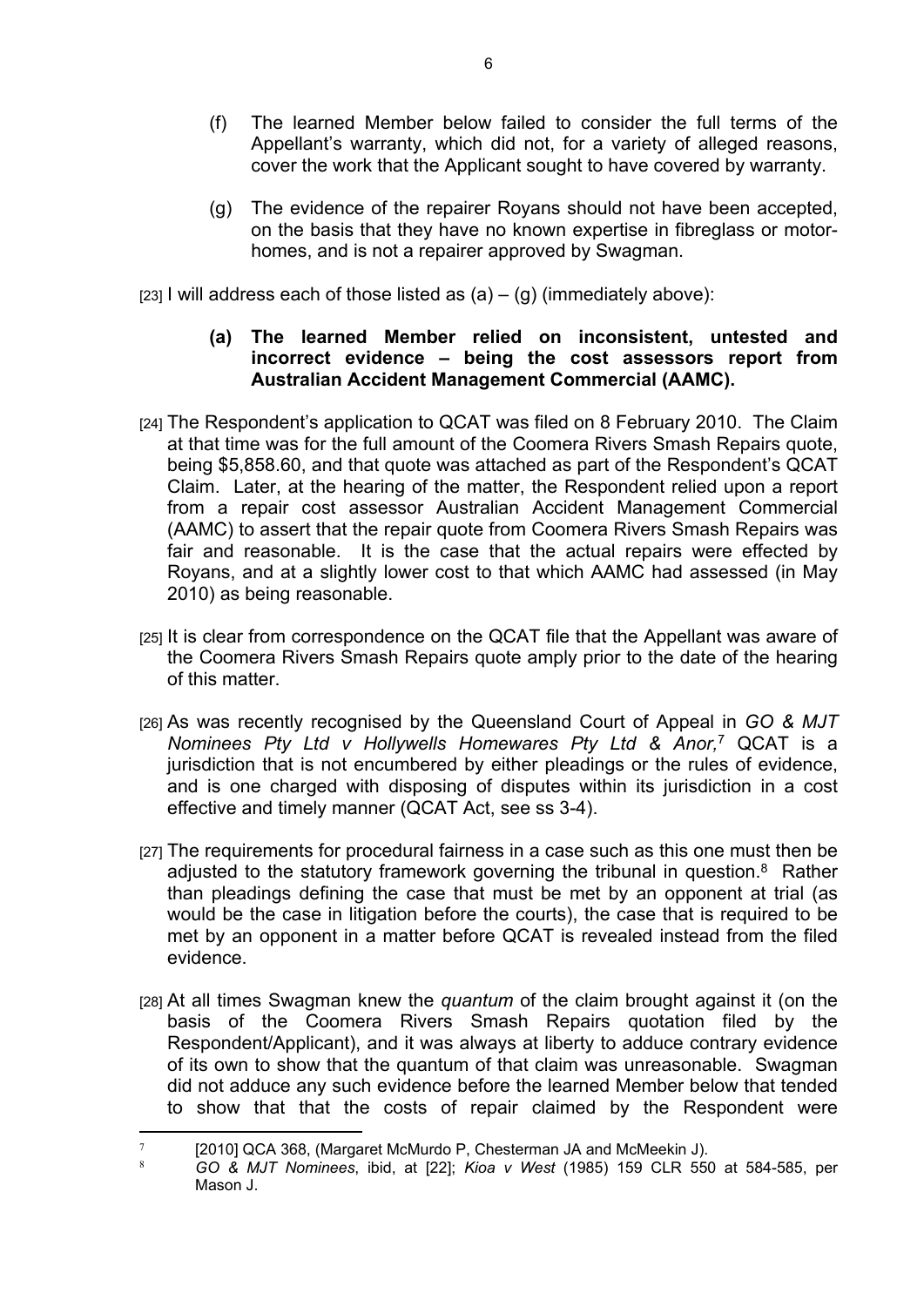(f) The learned Member below failed to consider the full terms of the Appellant's warranty, which did not, for a variety of alleged reasons, cover the work that the Applicant sought to have covered by warranty.

(g) The evidence of the repairer Royans should not have been accepted, on the basis that they have no known expertise in fibreglass or motor-homes, and is not a repairer approved by Swagman.

[23] I will address each of those listed as (a) – (g) (immediately above):

**(a) The learned Member relied on inconsistent, untested and incorrect evidence – being the cost assessors report from Australian Accident Management Commercial (AAMC).**

[24] The Respondent's application to QCAT was filed on 8 February 2010. The Claim at that time was for the full amount of the Coomera Rivers Smash Repairs quote, being $5,858.60, and that quote was attached as part of the Respondent's QCAT Claim. Later, at the hearing of the matter, the Respondent relied upon a report from a repair cost assessor Australian Accident Management Commercial (AAMC) to assert that the repair quote from Coomera Rivers Smash Repairs was fair and reasonable. It is the case that the actual repairs were effected by Royans, and at a slightly lower cost to that which AAMC had assessed (in May 2010) as being reasonable.

[25] It is clear from correspondence on the QCAT file that the Appellant was aware of the Coomera Rivers Smash Repairs quote amply prior to the date of the hearing of this matter.

[26] As was recently recognised by the Queensland Court of Appeal in *GO & MJT Nominees Pty Ltd v Hollywells Homewares Pty Ltd & Anor,*[7] QCAT is a jurisdiction that is not encumbered by either pleadings or the rules of evidence, and is one charged with disposing of disputes within its jurisdiction in a cost effective and timely manner (QCAT Act, see ss 3-4).

[27] The requirements for procedural fairness in a case such as this one must then be adjusted to the statutory framework governing the tribunal in question.[8] Rather than pleadings defining the case that must be met by an opponent at trial (as would be the case in litigation before the courts), the case that is required to be met by an opponent in a matter before QCAT is revealed instead from the filed evidence.

[28] At all times Swagman knew the *quantum* of the claim brought against it (on the basis of the Coomera Rivers Smash Repairs quotation filed by the Respondent/Applicant), and it was always at liberty to adduce contrary evidence of its own to show that the quantum of that claim was unreasonable. Swagman did not adduce any such evidence before the learned Member below that tended to show that that the costs of repair claimed by the Respondent were

---

[7] [2010] QCA 368, (Margaret McMurdo P, Chesterman JA and McMeekin J).

[8] *GO & MJT Nominees*, ibid, at [22]; *Kioa v West* (1985) 159 CLR 550 at 584-585, per Mason J.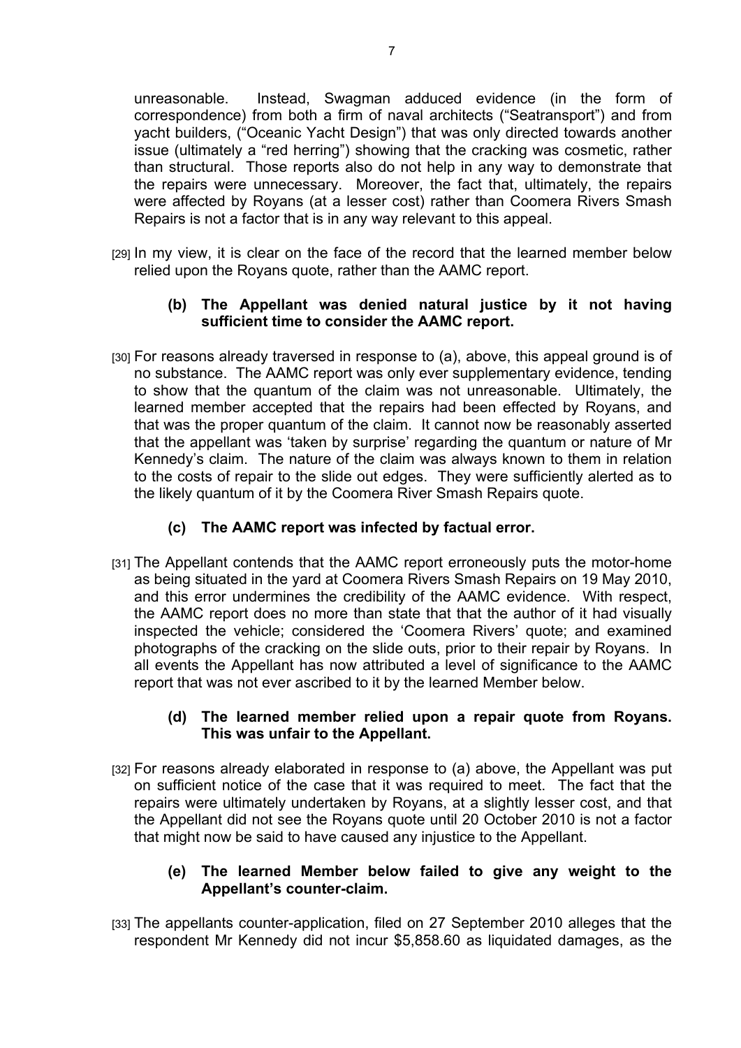unreasonable. Instead, Swagman adduced evidence (in the form of correspondence) from both a firm of naval architects ("Seatransport") and from yacht builders, ("Oceanic Yacht Design") that was only directed towards another issue (ultimately a "red herring") showing that the cracking was cosmetic, rather than structural. Those reports also do not help in any way to demonstrate that the repairs were unnecessary. Moreover, the fact that, ultimately, the repairs were affected by Royans (at a lesser cost) rather than Coomera Rivers Smash Repairs is not a factor that is in any way relevant to this appeal.

[29] In my view, it is clear on the face of the record that the learned member below relied upon the Royans quote, rather than the AAMC report.

**(b) The Appellant was denied natural justice by it not having sufficient time to consider the AAMC report.**

[30] For reasons already traversed in response to (a), above, this appeal ground is of no substance. The AAMC report was only ever supplementary evidence, tending to show that the quantum of the claim was not unreasonable. Ultimately, the learned member accepted that the repairs had been effected by Royans, and that was the proper quantum of the claim. It cannot now be reasonably asserted that the appellant was 'taken by surprise' regarding the quantum or nature of Mr Kennedy's claim. The nature of the claim was always known to them in relation to the costs of repair to the slide out edges. They were sufficiently alerted as to the likely quantum of it by the Coomera River Smash Repairs quote.

**(c) The AAMC report was infected by factual error.**

[31] The Appellant contends that the AAMC report erroneously puts the motor-home as being situated in the yard at Coomera Rivers Smash Repairs on 19 May 2010, and this error undermines the credibility of the AAMC evidence. With respect, the AAMC report does no more than state that that the author of it had visually inspected the vehicle; considered the 'Coomera Rivers' quote; and examined photographs of the cracking on the slide outs, prior to their repair by Royans. In all events the Appellant has now attributed a level of significance to the AAMC report that was not ever ascribed to it by the learned Member below.

**(d) The learned member relied upon a repair quote from Royans. This was unfair to the Appellant.**

[32] For reasons already elaborated in response to (a) above, the Appellant was put on sufficient notice of the case that it was required to meet. The fact that the repairs were ultimately undertaken by Royans, at a slightly lesser cost, and that the Appellant did not see the Royans quote until 20 October 2010 is not a factor that might now be said to have caused any injustice to the Appellant.

**(e) The learned Member below failed to give any weight to the Appellant's counter-claim.**

[33] The appellants counter-application, filed on 27 September 2010 alleges that the respondent Mr Kennedy did not incur $5,858.60 as liquidated damages, as the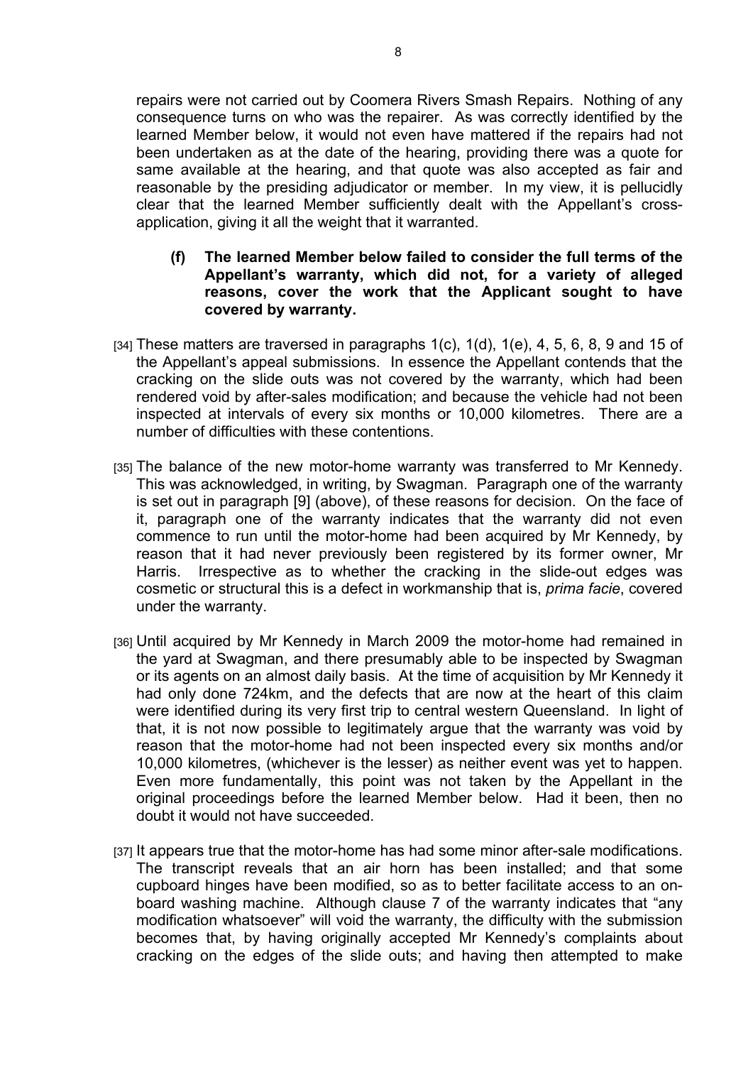repairs were not carried out by Coomera Rivers Smash Repairs. Nothing of any consequence turns on who was the repairer. As was correctly identified by the learned Member below, it would not even have mattered if the repairs had not been undertaken as at the date of the hearing, providing there was a quote for same available at the hearing, and that quote was also accepted as fair and reasonable by the presiding adjudicator or member. In my view, it is pellucidly clear that the learned Member sufficiently dealt with the Appellant's cross-application, giving it all the weight that it warranted.

> **(f) The learned Member below failed to consider the full terms of the Appellant's warranty, which did not, for a variety of alleged reasons, cover the work that the Applicant sought to have covered by warranty.**

[34] These matters are traversed in paragraphs 1(c), 1(d), 1(e), 4, 5, 6, 8, 9 and 15 of the Appellant's appeal submissions. In essence the Appellant contends that the cracking on the slide outs was not covered by the warranty, which had been rendered void by after-sales modification; and because the vehicle had not been inspected at intervals of every six months or 10,000 kilometres. There are a number of difficulties with these contentions.

[35] The balance of the new motor-home warranty was transferred to Mr Kennedy. This was acknowledged, in writing, by Swagman. Paragraph one of the warranty is set out in paragraph [9] (above), of these reasons for decision. On the face of it, paragraph one of the warranty indicates that the warranty did not even commence to run until the motor-home had been acquired by Mr Kennedy, by reason that it had never previously been registered by its former owner, Mr Harris. Irrespective as to whether the cracking in the slide-out edges was cosmetic or structural this is a defect in workmanship that is, *prima facie*, covered under the warranty.

[36] Until acquired by Mr Kennedy in March 2009 the motor-home had remained in the yard at Swagman, and there presumably able to be inspected by Swagman or its agents on an almost daily basis. At the time of acquisition by Mr Kennedy it had only done 724km, and the defects that are now at the heart of this claim were identified during its very first trip to central western Queensland. In light of that, it is not now possible to legitimately argue that the warranty was void by reason that the motor-home had not been inspected every six months and/or 10,000 kilometres, (whichever is the lesser) as neither event was yet to happen. Even more fundamentally, this point was not taken by the Appellant in the original proceedings before the learned Member below. Had it been, then no doubt it would not have succeeded.

[37] It appears true that the motor-home has had some minor after-sale modifications. The transcript reveals that an air horn has been installed; and that some cupboard hinges have been modified, so as to better facilitate access to an on-board washing machine. Although clause 7 of the warranty indicates that "any modification whatsoever" will void the warranty, the difficulty with the submission becomes that, by having originally accepted Mr Kennedy's complaints about cracking on the edges of the slide outs; and having then attempted to make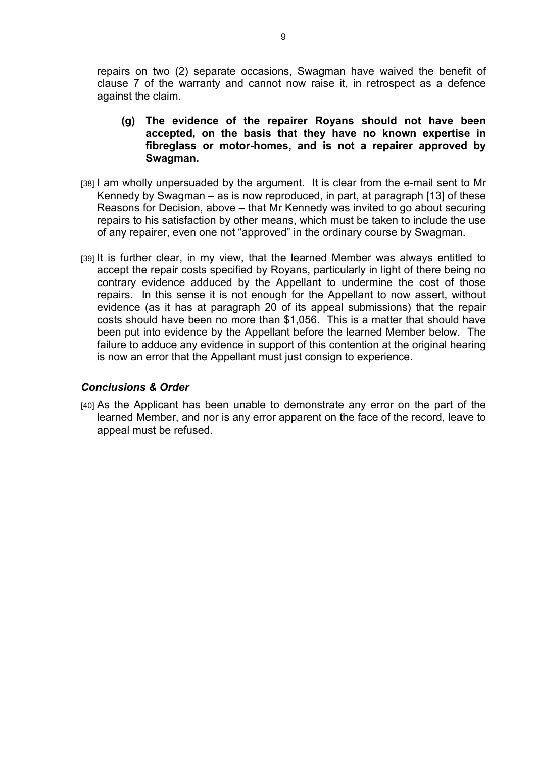repairs on two (2) separate occasions, Swagman have waived the benefit of clause 7 of the warranty and cannot now raise it, in retrospect as a defence against the claim.

**(g) The evidence of the repairer Royans should not have been accepted, on the basis that they have no known expertise in fibreglass or motor-homes, and is not a repairer approved by Swagman.**

[38] I am wholly unpersuaded by the argument. It is clear from the e-mail sent to Mr Kennedy by Swagman – as is now reproduced, in part, at paragraph [13] of these Reasons for Decision, above – that Mr Kennedy was invited to go about securing repairs to his satisfaction by other means, which must be taken to include the use of any repairer, even one not "approved" in the ordinary course by Swagman.

[39] It is further clear, in my view, that the learned Member was always entitled to accept the repair costs specified by Royans, particularly in light of there being no contrary evidence adduced by the Appellant to undermine the cost of those repairs. In this sense it is not enough for the Appellant to now assert, without evidence (as it has at paragraph 20 of its appeal submissions) that the repair costs should have been no more than $1,056. This is a matter that should have been put into evidence by the Appellant before the learned Member below. The failure to adduce any evidence in support of this contention at the original hearing is now an error that the Appellant must just consign to experience.

### *Conclusions & Order*

[40] As the Applicant has been unable to demonstrate any error on the part of the learned Member, and nor is any error apparent on the face of the record, leave to appeal must be refused.